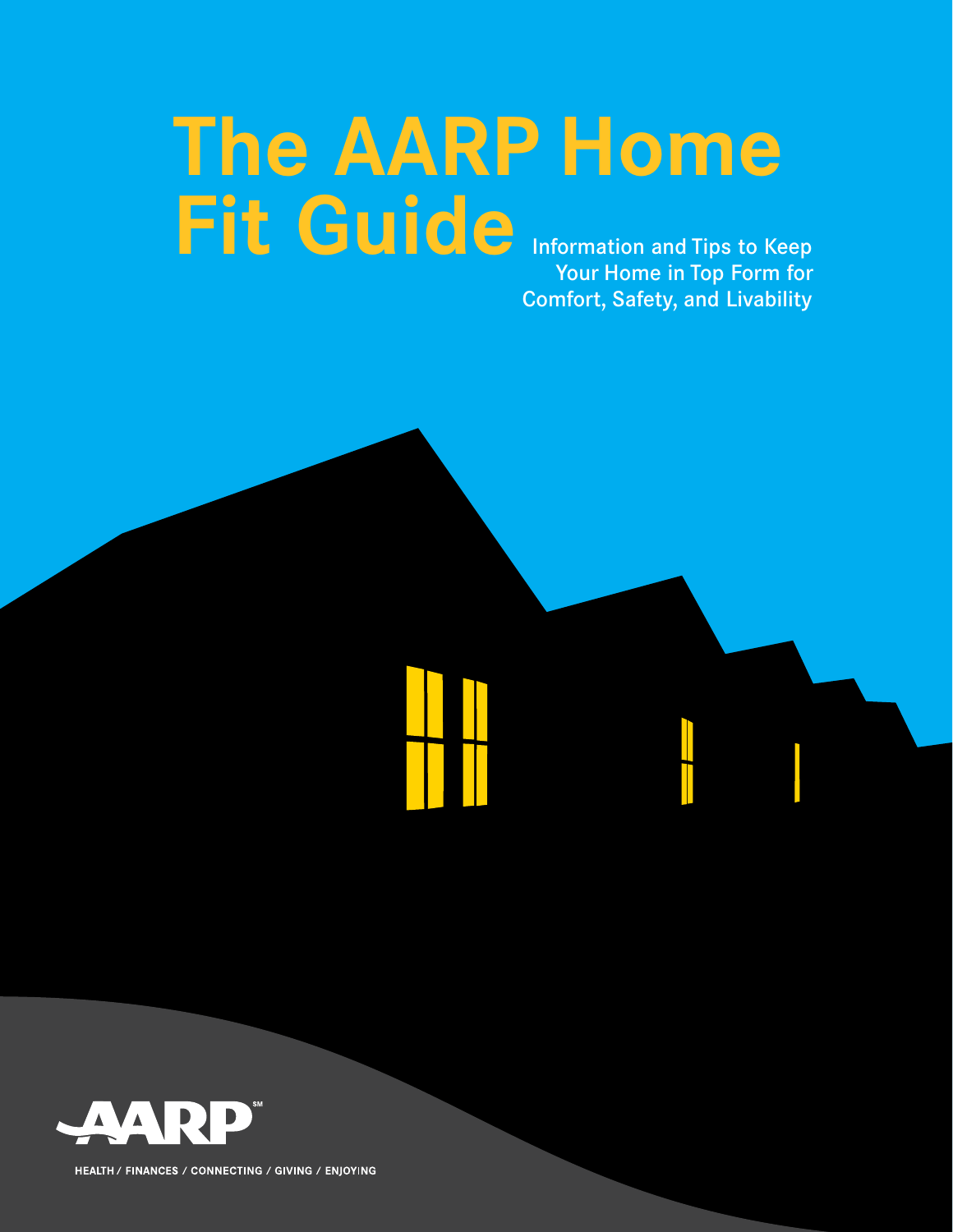# The AARP Home Fit Guide

Information and Tips to Keep Your Home in Top Form for Comfort, Safety, and Livability

AARP

HEALTH / FINANCES / CONNECTING / GIVING / ENJOYING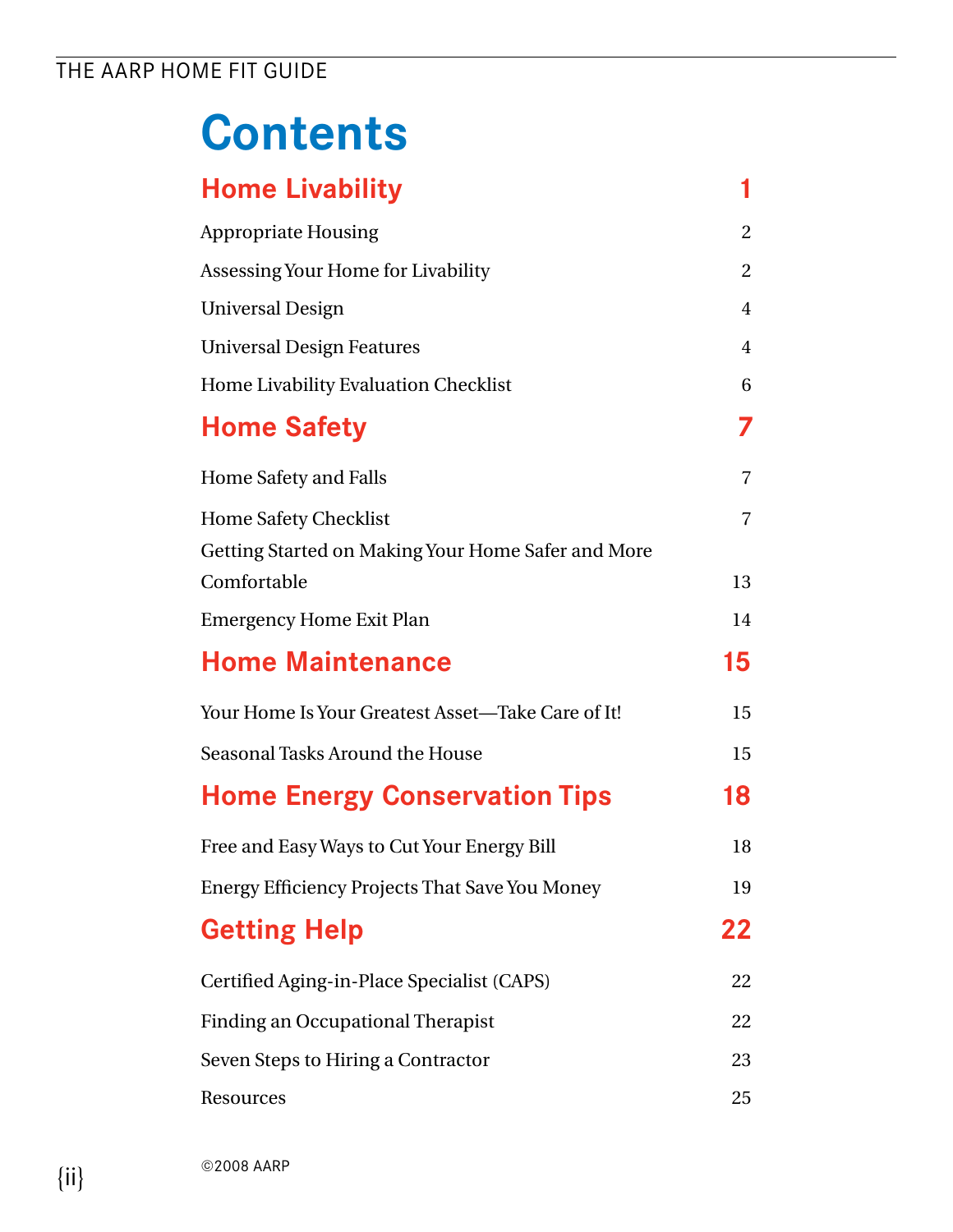# Contents

## Home Livability 1

Appropriate Housing 2

Assessing Your Home for Livability 2

Universal Design 4

Universal Design Features 4

Home Livability Evaluation Checklist 6

## Home Safety 7

Home Safety and Falls 7

Home Safety Checklist 7

Getting Started on Making Your Home Safer and More Comfortable 13

Emergency Home Exit Plan 14

## Home Maintenance 15

Your Home Is Your Greatest Asset—Take Care of It! 15

Seasonal Tasks Around the House 15

## Home Energy Conservation Tips 18

Free and Easy Ways to Cut Your Energy Bill 18

Energy Efficiency Projects That Save You Money 19

## Getting Help 22

Certified Aging-in-Place Specialist (CAPS) 22

Finding an Occupational Therapist 22

Seven Steps to Hiring a Contractor 23

Resources 25

©2008 AARP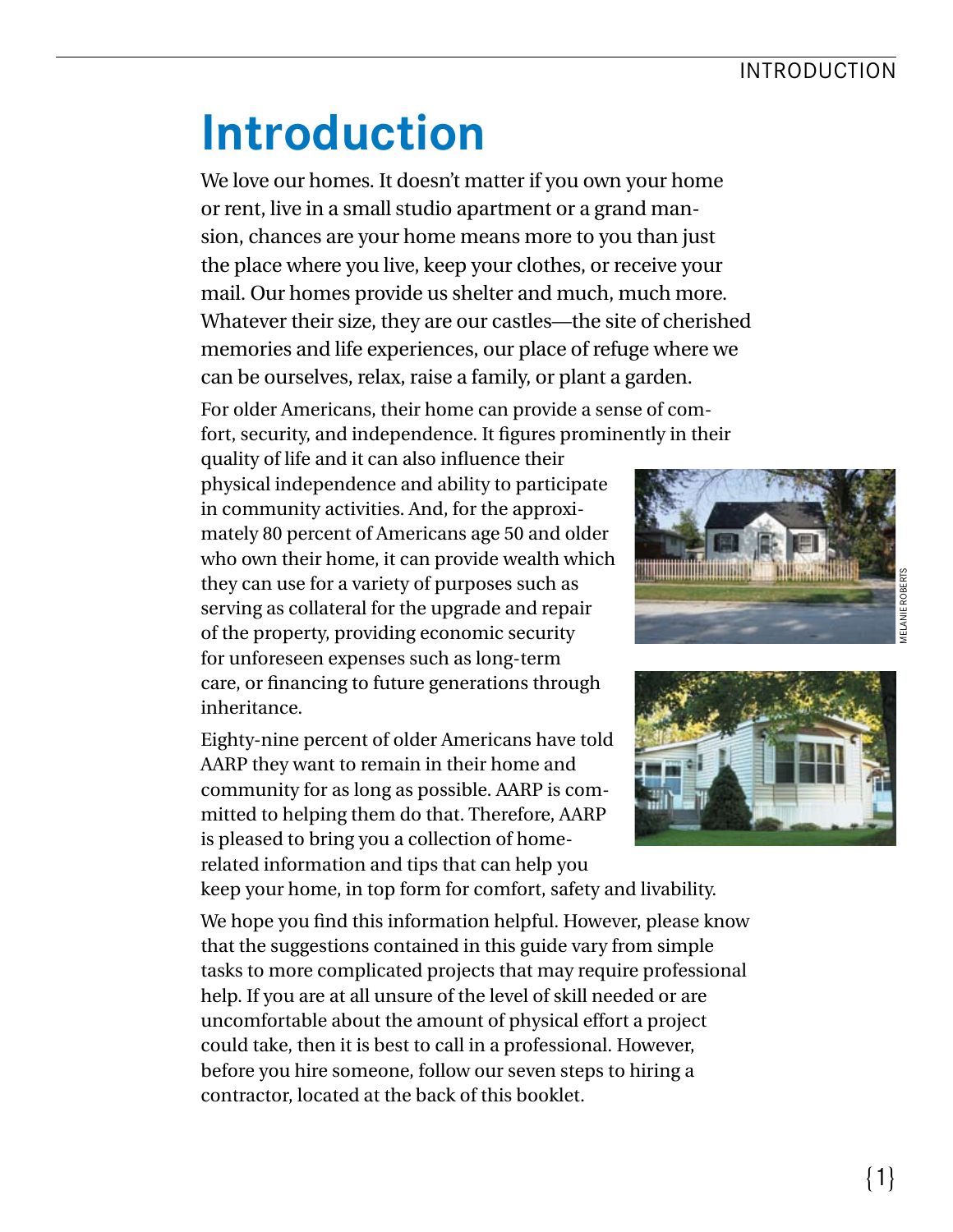# Introduction

We love our homes. It doesn't matter if you own your home or rent, live in a small studio apartment or a grand mansion, chances are your home means more to you than just the place where you live, keep your clothes, or receive your mail. Our homes provide us shelter and much, much more. Whatever their size, they are our castles—the site of cherished memories and life experiences, our place of refuge where we can be ourselves, relax, raise a family, or plant a garden.

For older Americans, their home can provide a sense of comfort, security, and independence. It figures prominently in their quality of life and it can also influence their physical independence and ability to participate in community activities. And, for the approximately 80 percent of Americans age 50 and older who own their home, it can provide wealth which they can use for a variety of purposes such as serving as collateral for the upgrade and repair of the property, providing economic security for unforeseen expenses such as long-term care, or financing to future generations through inheritance.

MELANIE ROBERTS

Eighty-nine percent of older Americans have told AARP they want to remain in their home and community for as long as possible. AARP is committed to helping them do that. Therefore, AARP is pleased to bring you a collection of home-related information and tips that can help you keep your home, in top form for comfort, safety and livability.

We hope you find this information helpful. However, please know that the suggestions contained in this guide vary from simple tasks to more complicated projects that may require professional help. If you are at all unsure of the level of skill needed or are uncomfortable about the amount of physical effort a project could take, then it is best to call in a professional. However, before you hire someone, follow our seven steps to hiring a contractor, located at the back of this booklet.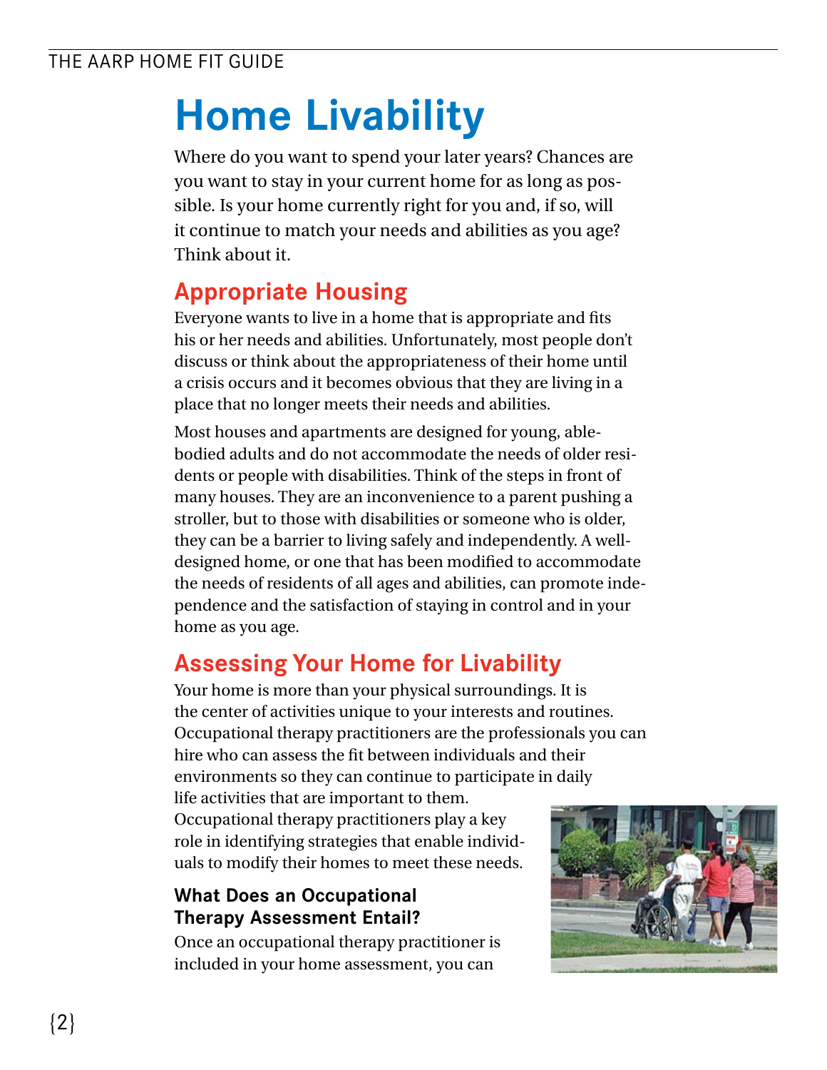# Home Livability

Where do you want to spend your later years? Chances are you want to stay in your current home for as long as possible. Is your home currently right for you and, if so, will it continue to match your needs and abilities as you age? Think about it.

## Appropriate Housing

Everyone wants to live in a home that is appropriate and fits his or her needs and abilities. Unfortunately, most people don't discuss or think about the appropriateness of their home until a crisis occurs and it becomes obvious that they are living in a place that no longer meets their needs and abilities.

Most houses and apartments are designed for young, able-bodied adults and do not accommodate the needs of older residents or people with disabilities. Think of the steps in front of many houses. They are an inconvenience to a parent pushing a stroller, but to those with disabilities or someone who is older, they can be a barrier to living safely and independently. A well-designed home, or one that has been modified to accommodate the needs of residents of all ages and abilities, can promote independence and the satisfaction of staying in control and in your home as you age.

## Assessing Your Home for Livability

Your home is more than your physical surroundings. It is the center of activities unique to your interests and routines. Occupational therapy practitioners are the professionals you can hire who can assess the fit between individuals and their environments so they can continue to participate in daily life activities that are important to them. Occupational therapy practitioners play a key role in identifying strategies that enable individuals to modify their homes to meet these needs.

### What Does an Occupational Therapy Assessment Entail?

Once an occupational therapy practitioner is included in your home assessment, you can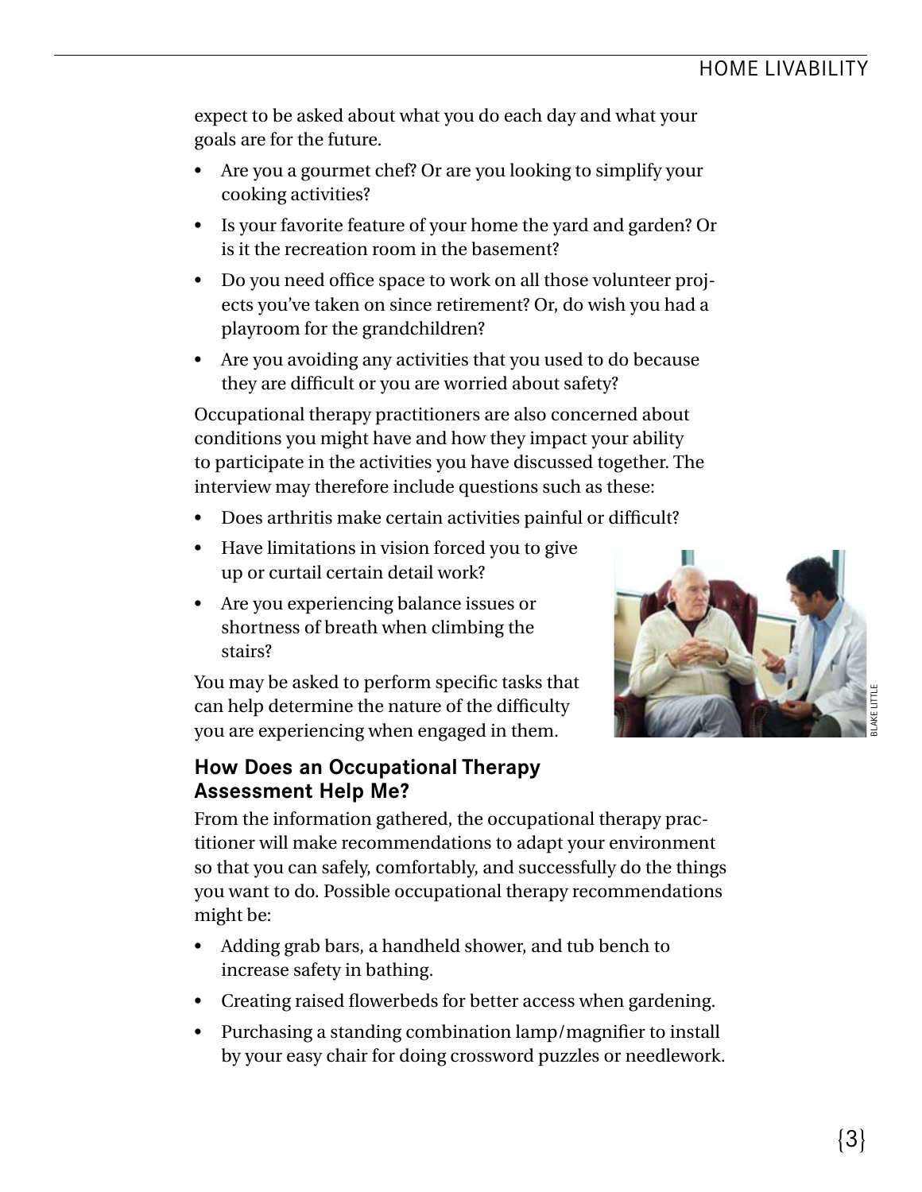expect to be asked about what you do each day and what your goals are for the future.

- Are you a gourmet chef? Or are you looking to simplify your cooking activities?
- Is your favorite feature of your home the yard and garden? Or is it the recreation room in the basement?
- Do you need office space to work on all those volunteer projects you've taken on since retirement? Or, do wish you had a playroom for the grandchildren?
- Are you avoiding any activities that you used to do because they are difficult or you are worried about safety?

Occupational therapy practitioners are also concerned about conditions you might have and how they impact your ability to participate in the activities you have discussed together. The interview may therefore include questions such as these:

- Does arthritis make certain activities painful or difficult?
- Have limitations in vision forced you to give up or curtail certain detail work?
- Are you experiencing balance issues or shortness of breath when climbing the stairs?

You may be asked to perform specific tasks that can help determine the nature of the difficulty you are experiencing when engaged in them.

BLAKE LITTLE

## How Does an Occupational Therapy Assessment Help Me?

From the information gathered, the occupational therapy practitioner will make recommendations to adapt your environment so that you can safely, comfortably, and successfully do the things you want to do. Possible occupational therapy recommendations might be:

- Adding grab bars, a handheld shower, and tub bench to increase safety in bathing.
- Creating raised flowerbeds for better access when gardening.
- Purchasing a standing combination lamp/magnifier to install by your easy chair for doing crossword puzzles or needlework.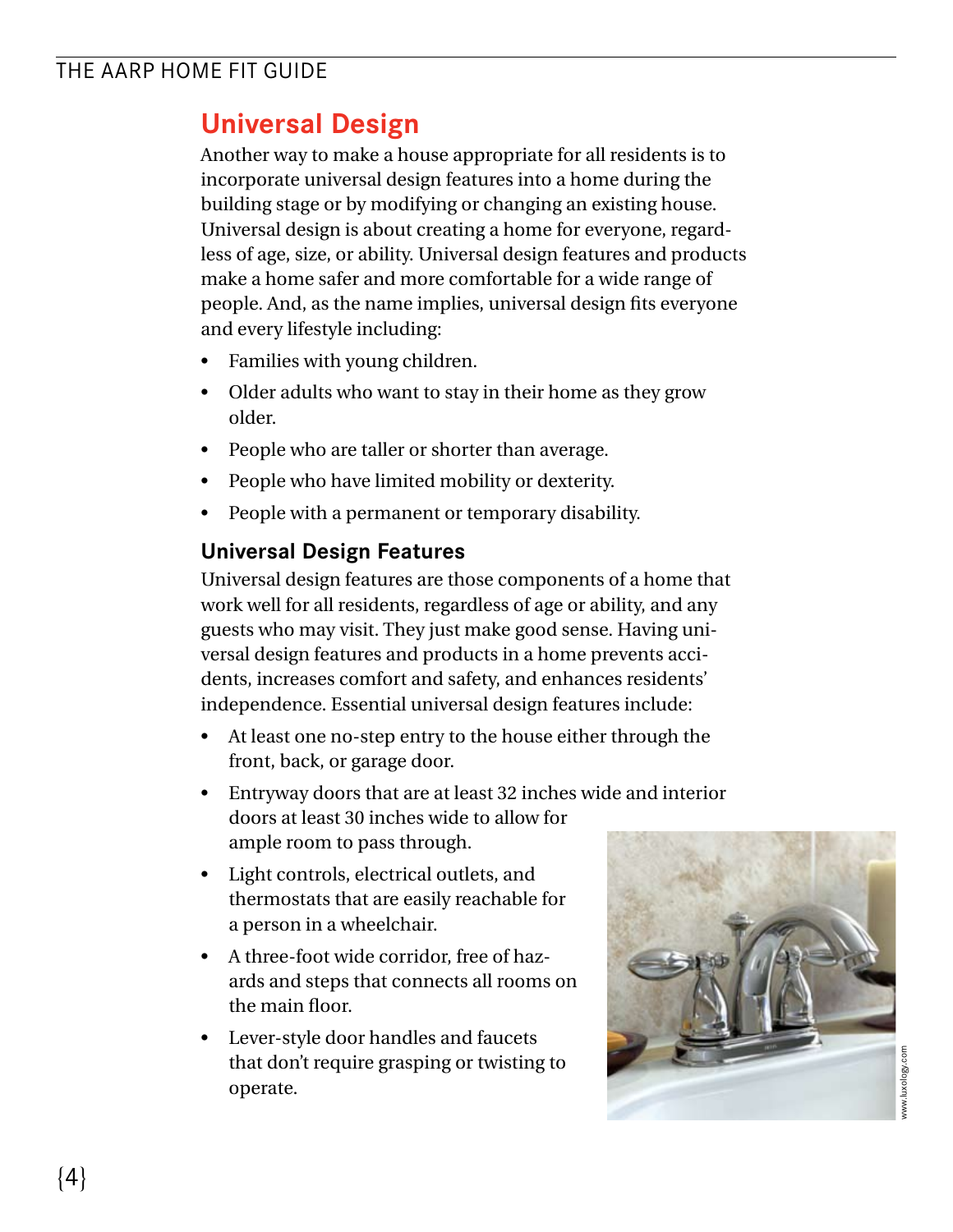## Universal Design

Another way to make a house appropriate for all residents is to incorporate universal design features into a home during the building stage or by modifying or changing an existing house. Universal design is about creating a home for everyone, regardless of age, size, or ability. Universal design features and products make a home safer and more comfortable for a wide range of people. And, as the name implies, universal design fits everyone and every lifestyle including:

- Families with young children.
- Older adults who want to stay in their home as they grow older.
- People who are taller or shorter than average.
- People who have limited mobility or dexterity.
- People with a permanent or temporary disability.

### Universal Design Features

Universal design features are those components of a home that work well for all residents, regardless of age or ability, and any guests who may visit. They just make good sense. Having universal design features and products in a home prevents accidents, increases comfort and safety, and enhances residents' independence. Essential universal design features include:

- At least one no-step entry to the house either through the front, back, or garage door.
- Entryway doors that are at least 32 inches wide and interior doors at least 30 inches wide to allow for ample room to pass through.
- Light controls, electrical outlets, and thermostats that are easily reachable for a person in a wheelchair.
- A three-foot wide corridor, free of hazards and steps that connects all rooms on the main floor.
- Lever-style door handles and faucets that don't require grasping or twisting to operate.

www.luxology.com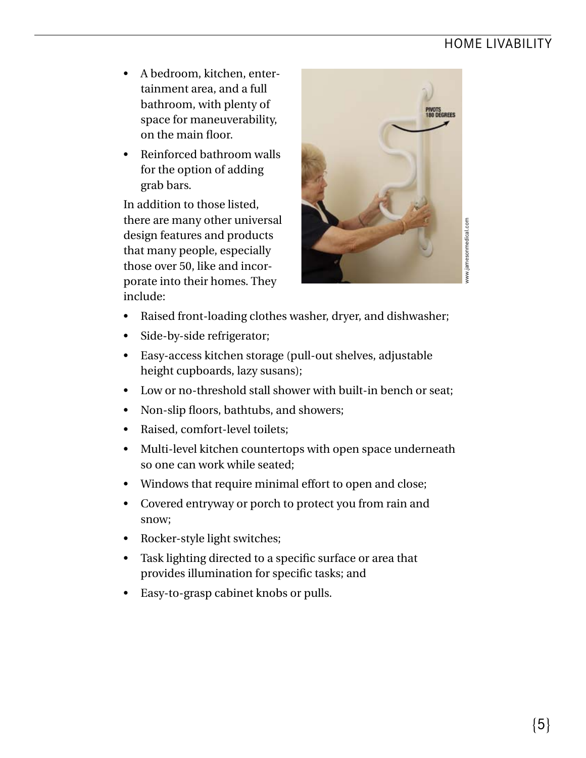- A bedroom, kitchen, entertainment area, and a full bathroom, with plenty of space for maneuverability, on the main floor.
- Reinforced bathroom walls for the option of adding grab bars.

In addition to those listed, there are many other universal design features and products that many people, especially those over 50, like and incorporate into their homes. They include:

- Raised front-loading clothes washer, dryer, and dishwasher;
- Side-by-side refrigerator;
- Easy-access kitchen storage (pull-out shelves, adjustable height cupboards, lazy susans);
- Low or no-threshold stall shower with built-in bench or seat;
- Non-slip floors, bathtubs, and showers;
- Raised, comfort-level toilets;
- Multi-level kitchen countertops with open space underneath so one can work while seated;
- Windows that require minimal effort to open and close;
- Covered entryway or porch to protect you from rain and snow;
- Rocker-style light switches;
- Task lighting directed to a specific surface or area that provides illumination for specific tasks; and
- Easy-to-grasp cabinet knobs or pulls.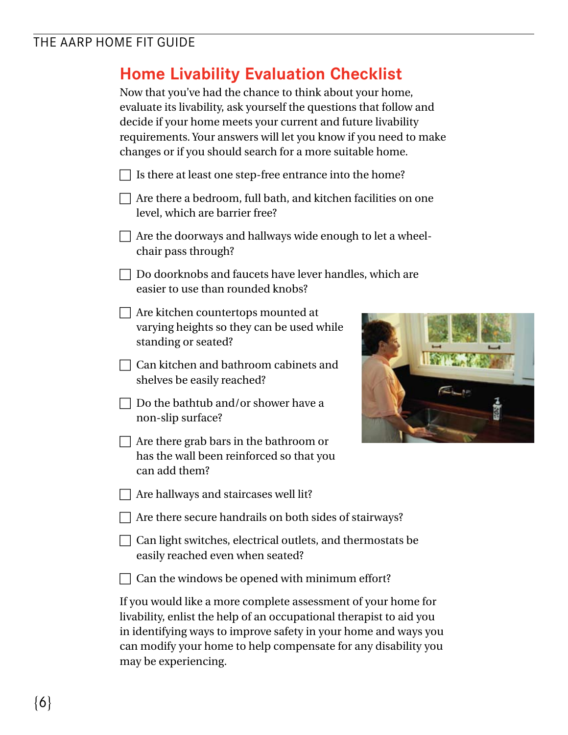## Home Livability Evaluation Checklist

Now that you've had the chance to think about your home, evaluate its livability, ask yourself the questions that follow and decide if your home meets your current and future livability requirements. Your answers will let you know if you need to make changes or if you should search for a more suitable home.

- [ ] Is there at least one step-free entrance into the home?
- [ ] Are there a bedroom, full bath, and kitchen facilities on one level, which are barrier free?
- [ ] Are the doorways and hallways wide enough to let a wheelchair pass through?
- [ ] Do doorknobs and faucets have lever handles, which are easier to use than rounded knobs?
- [ ] Are kitchen countertops mounted at varying heights so they can be used while standing or seated?
- [ ] Can kitchen and bathroom cabinets and shelves be easily reached?
- [ ] Do the bathtub and/or shower have a non-slip surface?
- [ ] Are there grab bars in the bathroom or has the wall been reinforced so that you can add them?
- [ ] Are hallways and staircases well lit?
- [ ] Are there secure handrails on both sides of stairways?
- [ ] Can light switches, electrical outlets, and thermostats be easily reached even when seated?
- [ ] Can the windows be opened with minimum effort?

If you would like a more complete assessment of your home for livability, enlist the help of an occupational therapist to aid you in identifying ways to improve safety in your home and ways you can modify your home to help compensate for any disability you may be experiencing.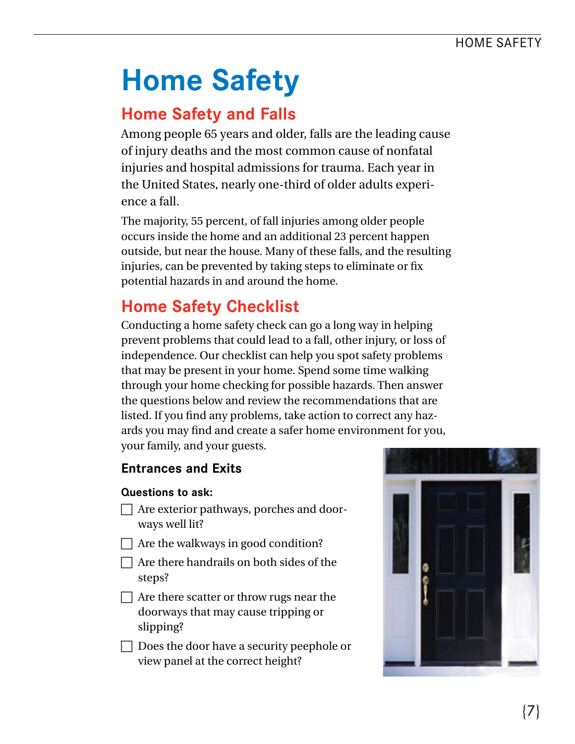# Home Safety

## Home Safety and Falls

Among people 65 years and older, falls are the leading cause of injury deaths and the most common cause of nonfatal injuries and hospital admissions for trauma. Each year in the United States, nearly one-third of older adults experience a fall.

The majority, 55 percent, of fall injuries among older people occurs inside the home and an additional 23 percent happen outside, but near the house. Many of these falls, and the resulting injuries, can be prevented by taking steps to eliminate or fix potential hazards in and around the home.

## Home Safety Checklist

Conducting a home safety check can go a long way in helping prevent problems that could lead to a fall, other injury, or loss of independence. Our checklist can help you spot safety problems that may be present in your home. Spend some time walking through your home checking for possible hazards. Then answer the questions below and review the recommendations that are listed. If you find any problems, take action to correct any hazards you may find and create a safer home environment for you, your family, and your guests.

### Entrances and Exits

**Questions to ask:**

- ☐ Are exterior pathways, porches and doorways well lit?
- ☐ Are the walkways in good condition?
- ☐ Are there handrails on both sides of the steps?
- ☐ Are there scatter or throw rugs near the doorways that may cause tripping or slipping?
- ☐ Does the door have a security peephole or view panel at the correct height?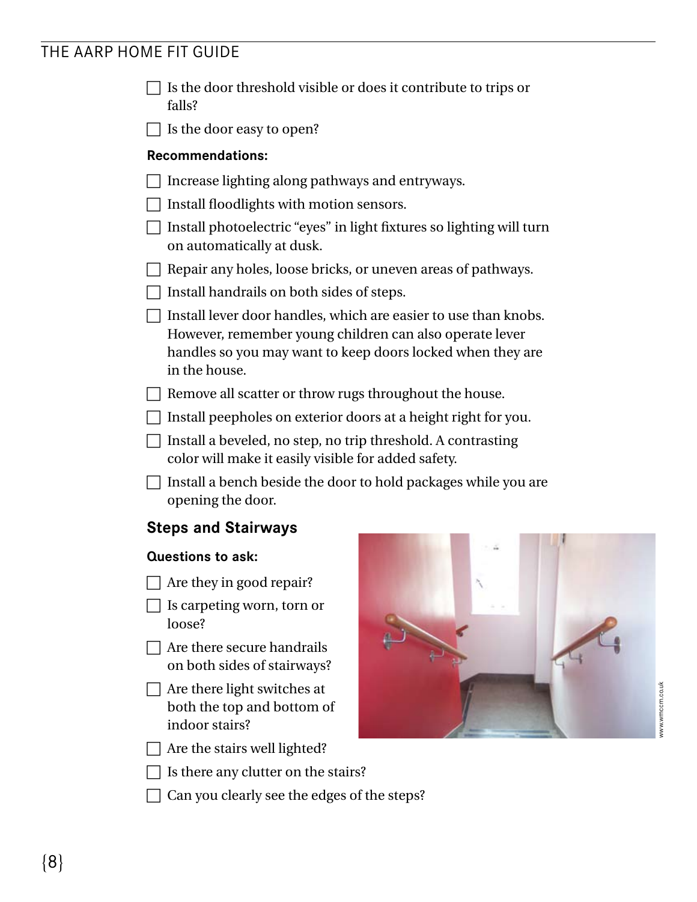- [ ] Is the door threshold visible or does it contribute to trips or falls?
- [ ] Is the door easy to open?

**Recommendations:**

- [ ] Increase lighting along pathways and entryways.
- [ ] Install floodlights with motion sensors.
- [ ] Install photoelectric "eyes" in light fixtures so lighting will turn on automatically at dusk.
- [ ] Repair any holes, loose bricks, or uneven areas of pathways.
- [ ] Install handrails on both sides of steps.
- [ ] Install lever door handles, which are easier to use than knobs. However, remember young children can also operate lever handles so you may want to keep doors locked when they are in the house.
- [ ] Remove all scatter or throw rugs throughout the house.
- [ ] Install peepholes on exterior doors at a height right for you.
- [ ] Install a beveled, no step, no trip threshold. A contrasting color will make it easily visible for added safety.
- [ ] Install a bench beside the door to hold packages while you are opening the door.

### Steps and Stairways

**Questions to ask:**

- [ ] Are they in good repair?
- [ ] Is carpeting worn, torn or loose?
- [ ] Are there secure handrails on both sides of stairways?
- [ ] Are there light switches at both the top and bottom of indoor stairs?
- [ ] Are the stairs well lighted?
- [ ] Is there any clutter on the stairs?
- [ ] Can you clearly see the edges of the steps?

www.wmccm.co.uk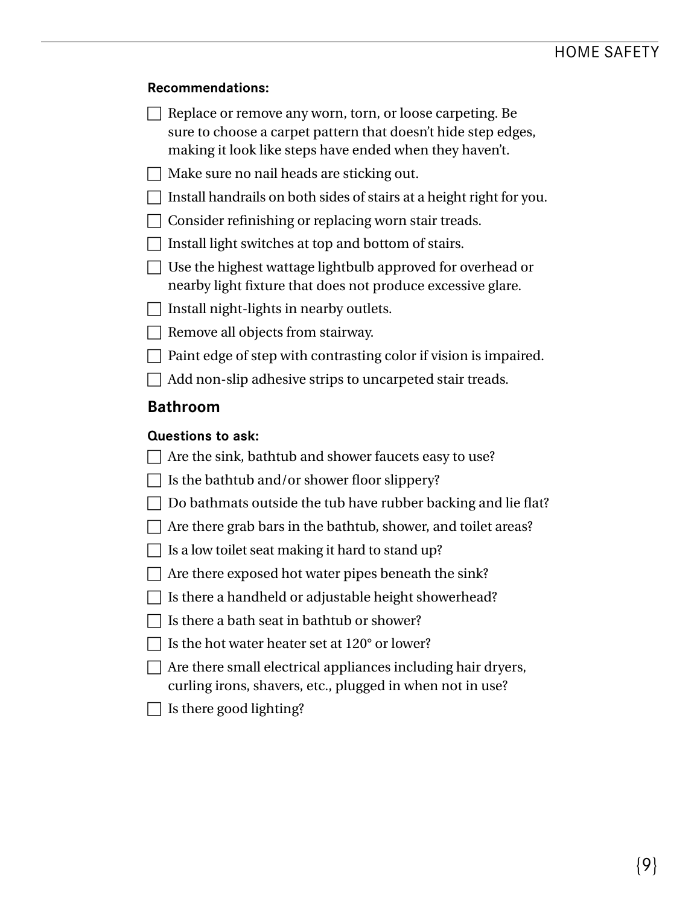**Recommendations:**

- [ ] Replace or remove any worn, torn, or loose carpeting. Be sure to choose a carpet pattern that doesn't hide step edges, making it look like steps have ended when they haven't.
- [ ] Make sure no nail heads are sticking out.
- [ ] Install handrails on both sides of stairs at a height right for you.
- [ ] Consider refinishing or replacing worn stair treads.
- [ ] Install light switches at top and bottom of stairs.
- [ ] Use the highest wattage lightbulb approved for overhead or nearby light fixture that does not produce excessive glare.
- [ ] Install night-lights in nearby outlets.
- [ ] Remove all objects from stairway.
- [ ] Paint edge of step with contrasting color if vision is impaired.
- [ ] Add non-slip adhesive strips to uncarpeted stair treads.

## Bathroom

**Questions to ask:**

- [ ] Are the sink, bathtub and shower faucets easy to use?
- [ ] Is the bathtub and/or shower floor slippery?
- [ ] Do bathmats outside the tub have rubber backing and lie flat?
- [ ] Are there grab bars in the bathtub, shower, and toilet areas?
- [ ] Is a low toilet seat making it hard to stand up?
- [ ] Are there exposed hot water pipes beneath the sink?
- [ ] Is there a handheld or adjustable height showerhead?
- [ ] Is there a bath seat in bathtub or shower?
- [ ] Is the hot water heater set at 120° or lower?
- [ ] Are there small electrical appliances including hair dryers, curling irons, shavers, etc., plugged in when not in use?
- [ ] Is there good lighting?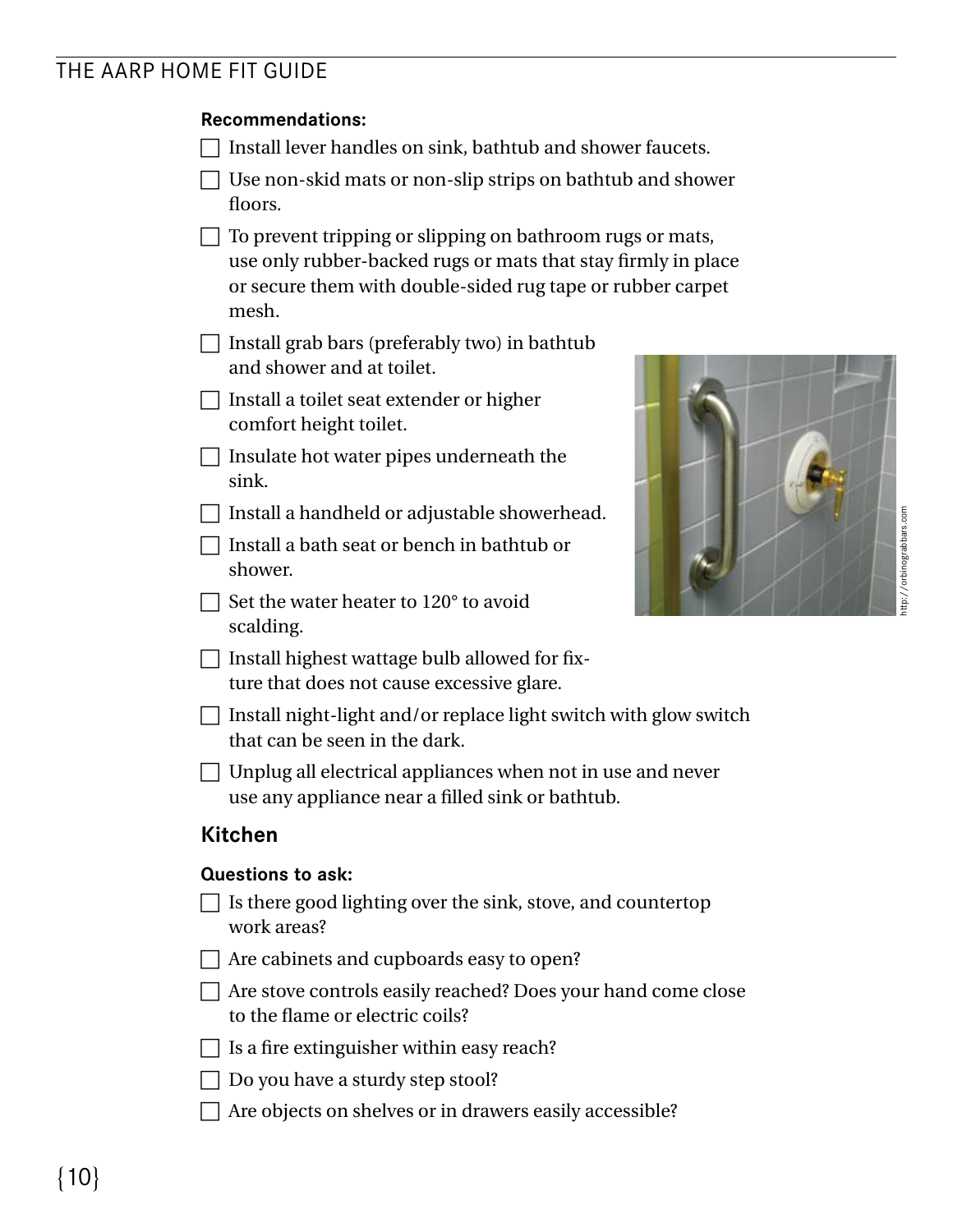**Recommendations:**

- ☐ Install lever handles on sink, bathtub and shower faucets.
- ☐ Use non-skid mats or non-slip strips on bathtub and shower floors.
- ☐ To prevent tripping or slipping on bathroom rugs or mats, use only rubber-backed rugs or mats that stay firmly in place or secure them with double-sided rug tape or rubber carpet mesh.
- ☐ Install grab bars (preferably two) in bathtub and shower and at toilet.
- ☐ Install a toilet seat extender or higher comfort height toilet.
- ☐ Insulate hot water pipes underneath the sink.
- ☐ Install a handheld or adjustable showerhead.
- ☐ Install a bath seat or bench in bathtub or shower.
- ☐ Set the water heater to 120° to avoid scalding.
- ☐ Install highest wattage bulb allowed for fixture that does not cause excessive glare.
- ☐ Install night-light and/or replace light switch with glow switch that can be seen in the dark.
- ☐ Unplug all electrical appliances when not in use and never use any appliance near a filled sink or bathtub.

http://orbinograbbars.com

## Kitchen

**Questions to ask:**

- ☐ Is there good lighting over the sink, stove, and countertop work areas?
- ☐ Are cabinets and cupboards easy to open?
- ☐ Are stove controls easily reached? Does your hand come close to the flame or electric coils?
- ☐ Is a fire extinguisher within easy reach?
- ☐ Do you have a sturdy step stool?
- ☐ Are objects on shelves or in drawers easily accessible?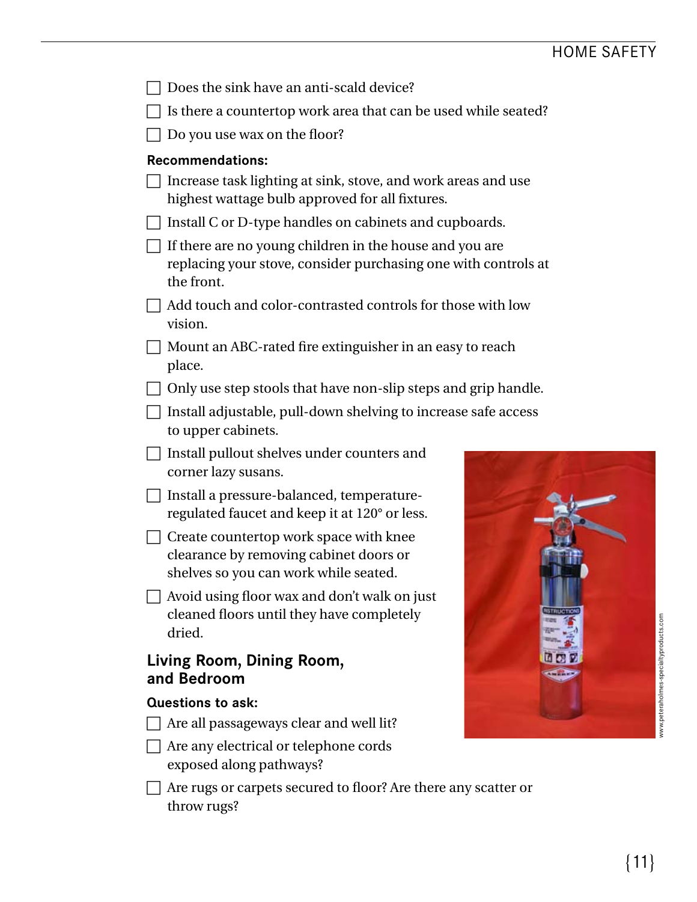- [ ] Does the sink have an anti-scald device?
- [ ] Is there a countertop work area that can be used while seated?
- [ ] Do you use wax on the floor?

**Recommendations:**

- [ ] Increase task lighting at sink, stove, and work areas and use highest wattage bulb approved for all fixtures.
- [ ] Install C or D-type handles on cabinets and cupboards.
- [ ] If there are no young children in the house and you are replacing your stove, consider purchasing one with controls at the front.
- [ ] Add touch and color-contrasted controls for those with low vision.
- [ ] Mount an ABC-rated fire extinguisher in an easy to reach place.
- [ ] Only use step stools that have non-slip steps and grip handle.
- [ ] Install adjustable, pull-down shelving to increase safe access to upper cabinets.
- [ ] Install pullout shelves under counters and corner lazy susans.
- [ ] Install a pressure-balanced, temperature-regulated faucet and keep it at 120° or less.
- [ ] Create countertop work space with knee clearance by removing cabinet doors or shelves so you can work while seated.
- [ ] Avoid using floor wax and don't walk on just cleaned floors until they have completely dried.

www.peteraholmes-specialtyproducts.com

## Living Room, Dining Room, and Bedroom

**Questions to ask:**

- [ ] Are all passageways clear and well lit?
- [ ] Are any electrical or telephone cords exposed along pathways?
- [ ] Are rugs or carpets secured to floor? Are there any scatter or throw rugs?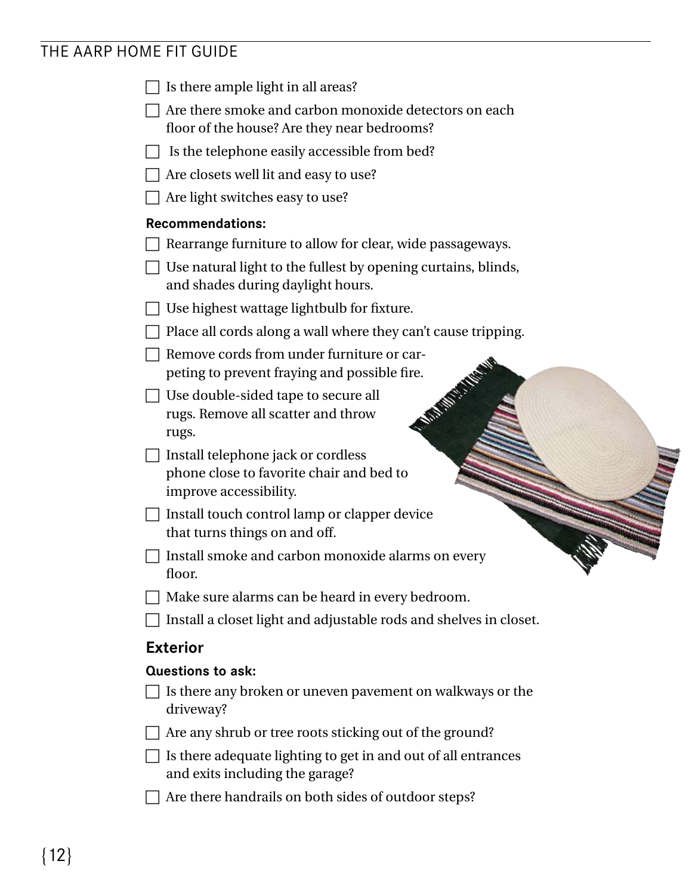- [ ] Is there ample light in all areas?
- [ ] Are there smoke and carbon monoxide detectors on each floor of the house? Are they near bedrooms?
- [ ] Is the telephone easily accessible from bed?
- [ ] Are closets well lit and easy to use?
- [ ] Are light switches easy to use?

**Recommendations:**

- [ ] Rearrange furniture to allow for clear, wide passageways.
- [ ] Use natural light to the fullest by opening curtains, blinds, and shades during daylight hours.
- [ ] Use highest wattage lightbulb for fixture.
- [ ] Place all cords along a wall where they can't cause tripping.
- [ ] Remove cords from under furniture or carpeting to prevent fraying and possible fire.
- [ ] Use double-sided tape to secure all rugs. Remove all scatter and throw rugs.
- [ ] Install telephone jack or cordless phone close to favorite chair and bed to improve accessibility.
- [ ] Install touch control lamp or clapper device that turns things on and off.
- [ ] Install smoke and carbon monoxide alarms on every floor.
- [ ] Make sure alarms can be heard in every bedroom.
- [ ] Install a closet light and adjustable rods and shelves in closet.

## Exterior

**Questions to ask:**

- [ ] Is there any broken or uneven pavement on walkways or the driveway?
- [ ] Are any shrub or tree roots sticking out of the ground?
- [ ] Is there adequate lighting to get in and out of all entrances and exits including the garage?
- [ ] Are there handrails on both sides of outdoor steps?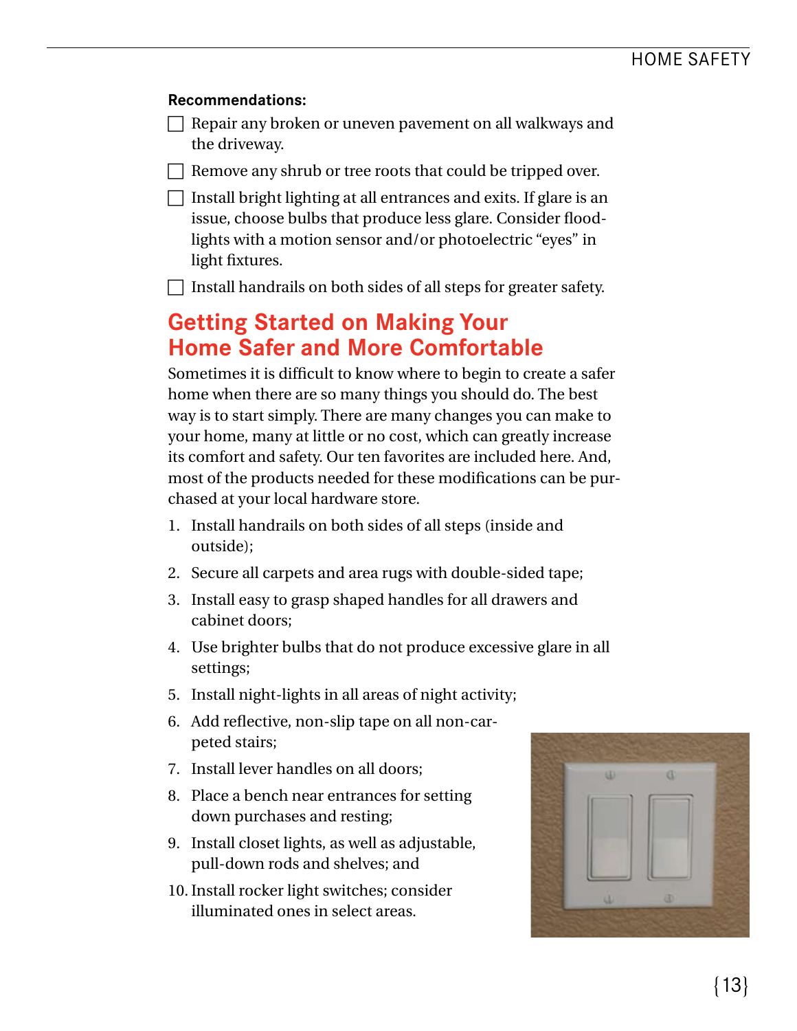**Recommendations:**

- ☐ Repair any broken or uneven pavement on all walkways and the driveway.
- ☐ Remove any shrub or tree roots that could be tripped over.
- ☐ Install bright lighting at all entrances and exits. If glare is an issue, choose bulbs that produce less glare. Consider floodlights with a motion sensor and/or photoelectric "eyes" in light fixtures.
- ☐ Install handrails on both sides of all steps for greater safety.

## Getting Started on Making Your Home Safer and More Comfortable

Sometimes it is difficult to know where to begin to create a safer home when there are so many things you should do. The best way is to start simply. There are many changes you can make to your home, many at little or no cost, which can greatly increase its comfort and safety. Our ten favorites are included here. And, most of the products needed for these modifications can be purchased at your local hardware store.

1. Install handrails on both sides of all steps (inside and outside);
2. Secure all carpets and area rugs with double-sided tape;
3. Install easy to grasp shaped handles for all drawers and cabinet doors;
4. Use brighter bulbs that do not produce excessive glare in all settings;
5. Install night-lights in all areas of night activity;
6. Add reflective, non-slip tape on all non-carpeted stairs;
7. Install lever handles on all doors;
8. Place a bench near entrances for setting down purchases and resting;
9. Install closet lights, as well as adjustable, pull-down rods and shelves; and
10. Install rocker light switches; consider illuminated ones in select areas.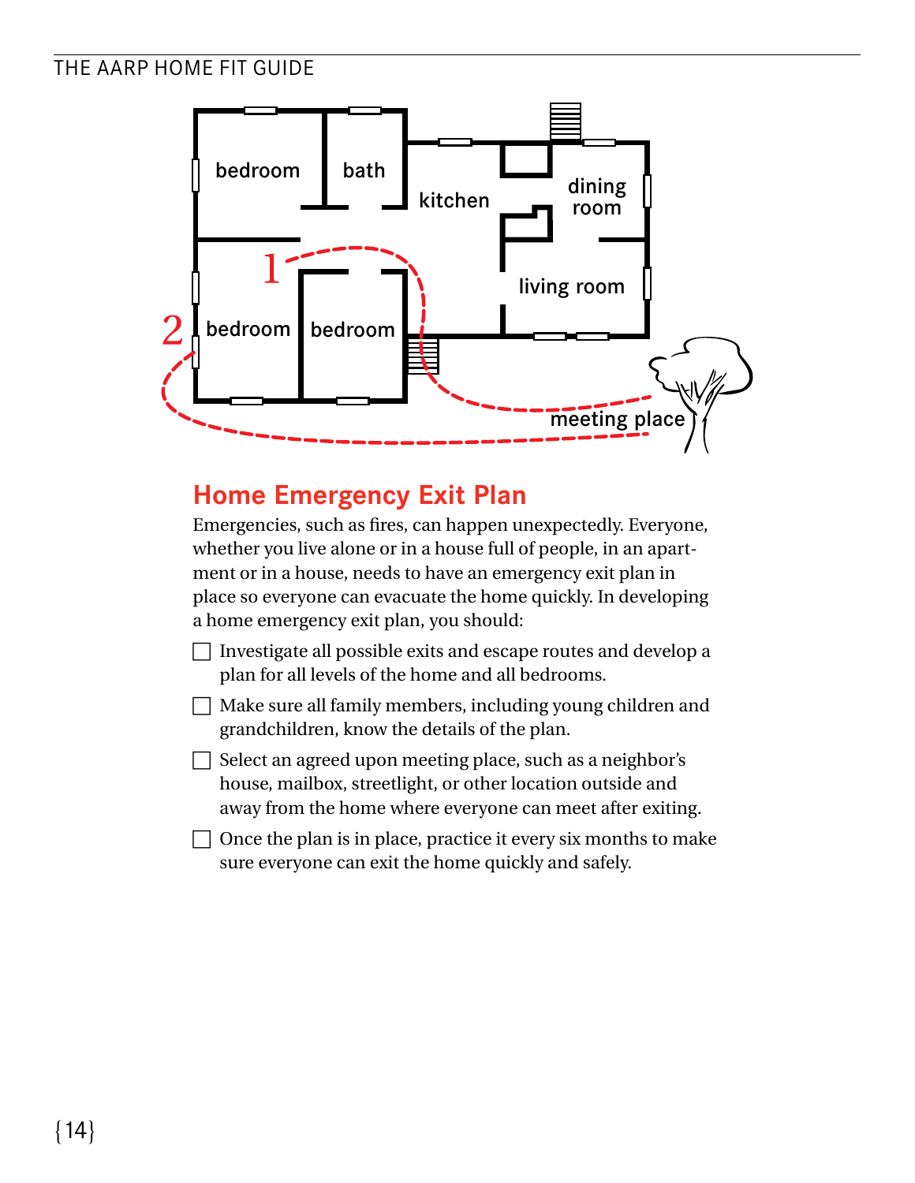## Home Emergency Exit Plan

Emergencies, such as fires, can happen unexpectedly. Everyone, whether you live alone or in a house full of people, in an apartment or in a house, needs to have an emergency exit plan in place so everyone can evacuate the home quickly. In developing a home emergency exit plan, you should:

- ☐ Investigate all possible exits and escape routes and develop a plan for all levels of the home and all bedrooms.
- ☐ Make sure all family members, including young children and grandchildren, know the details of the plan.
- ☐ Select an agreed upon meeting place, such as a neighbor's house, mailbox, streetlight, or other location outside and away from the home where everyone can meet after exiting.
- ☐ Once the plan is in place, practice it every six months to make sure everyone can exit the home quickly and safely.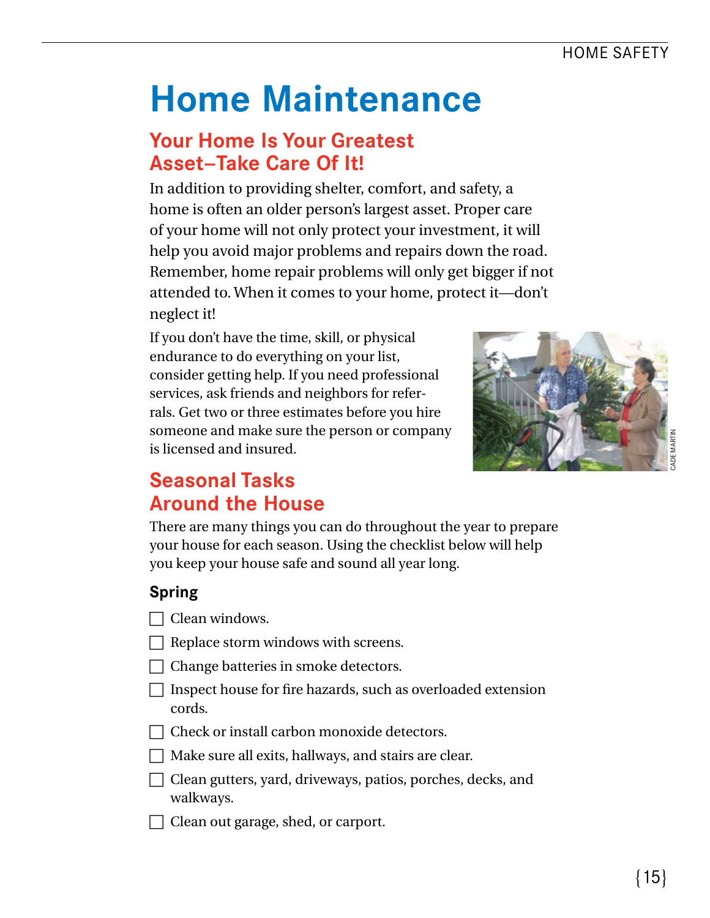# Home Maintenance

## Your Home Is Your Greatest Asset–Take Care Of It!

In addition to providing shelter, comfort, and safety, a home is often an older person's largest asset. Proper care of your home will not only protect your investment, it will help you avoid major problems and repairs down the road. Remember, home repair problems will only get bigger if not attended to. When it comes to your home, protect it—don't neglect it!

If you don't have the time, skill, or physical endurance to do everything on your list, consider getting help. If you need professional services, ask friends and neighbors for referrals. Get two or three estimates before you hire someone and make sure the person or company is licensed and insured.

CADE MARTIN

## Seasonal Tasks Around the House

There are many things you can do throughout the year to prepare your house for each season. Using the checklist below will help you keep your house safe and sound all year long.

### Spring

- [ ] Clean windows.
- [ ] Replace storm windows with screens.
- [ ] Change batteries in smoke detectors.
- [ ] Inspect house for fire hazards, such as overloaded extension cords.
- [ ] Check or install carbon monoxide detectors.
- [ ] Make sure all exits, hallways, and stairs are clear.
- [ ] Clean gutters, yard, driveways, patios, porches, decks, and walkways.
- [ ] Clean out garage, shed, or carport.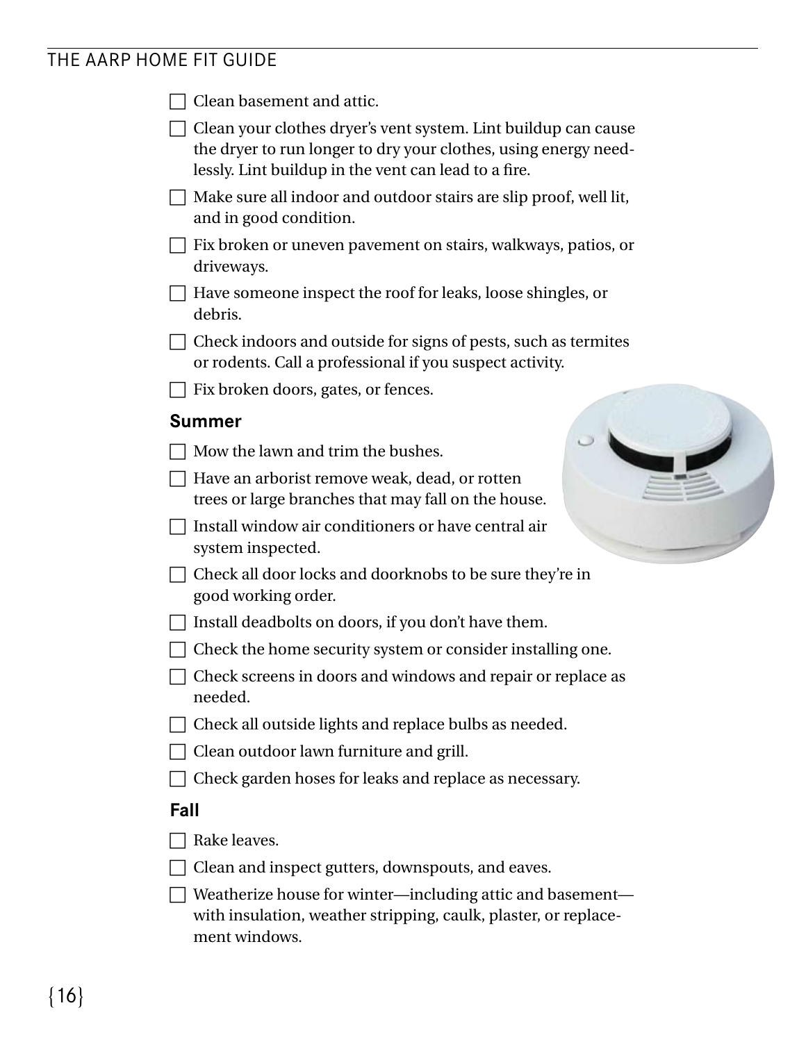- [ ] Clean basement and attic.
- [ ] Clean your clothes dryer's vent system. Lint buildup can cause the dryer to run longer to dry your clothes, using energy needlessly. Lint buildup in the vent can lead to a fire.
- [ ] Make sure all indoor and outdoor stairs are slip proof, well lit, and in good condition.
- [ ] Fix broken or uneven pavement on stairs, walkways, patios, or driveways.
- [ ] Have someone inspect the roof for leaks, loose shingles, or debris.
- [ ] Check indoors and outside for signs of pests, such as termites or rodents. Call a professional if you suspect activity.
- [ ] Fix broken doors, gates, or fences.

### Summer

- [ ] Mow the lawn and trim the bushes.
- [ ] Have an arborist remove weak, dead, or rotten trees or large branches that may fall on the house.
- [ ] Install window air conditioners or have central air system inspected.
- [ ] Check all door locks and doorknobs to be sure they're in good working order.
- [ ] Install deadbolts on doors, if you don't have them.
- [ ] Check the home security system or consider installing one.
- [ ] Check screens in doors and windows and repair or replace as needed.
- [ ] Check all outside lights and replace bulbs as needed.
- [ ] Clean outdoor lawn furniture and grill.
- [ ] Check garden hoses for leaks and replace as necessary.

### Fall

- [ ] Rake leaves.
- [ ] Clean and inspect gutters, downspouts, and eaves.
- [ ] Weatherize house for winter—including attic and basement—with insulation, weather stripping, caulk, plaster, or replacement windows.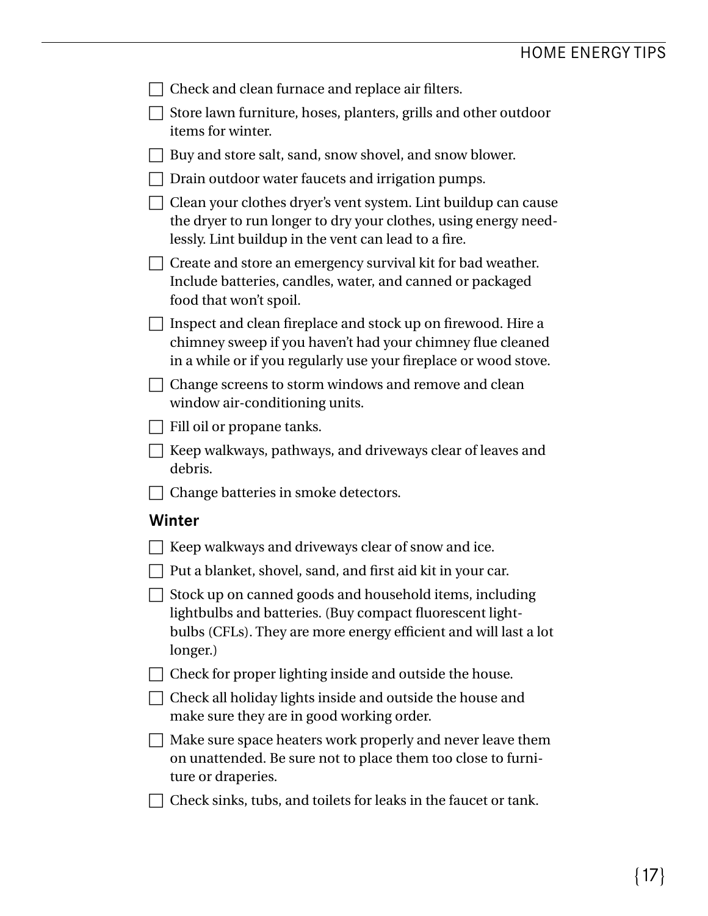- [ ] Check and clean furnace and replace air filters.
- [ ] Store lawn furniture, hoses, planters, grills and other outdoor items for winter.
- [ ] Buy and store salt, sand, snow shovel, and snow blower.
- [ ] Drain outdoor water faucets and irrigation pumps.
- [ ] Clean your clothes dryer's vent system. Lint buildup can cause the dryer to run longer to dry your clothes, using energy needlessly. Lint buildup in the vent can lead to a fire.
- [ ] Create and store an emergency survival kit for bad weather. Include batteries, candles, water, and canned or packaged food that won't spoil.
- [ ] Inspect and clean fireplace and stock up on firewood. Hire a chimney sweep if you haven't had your chimney flue cleaned in a while or if you regularly use your fireplace or wood stove.
- [ ] Change screens to storm windows and remove and clean window air-conditioning units.
- [ ] Fill oil or propane tanks.
- [ ] Keep walkways, pathways, and driveways clear of leaves and debris.
- [ ] Change batteries in smoke detectors.

### Winter

- [ ] Keep walkways and driveways clear of snow and ice.
- [ ] Put a blanket, shovel, sand, and first aid kit in your car.
- [ ] Stock up on canned goods and household items, including lightbulbs and batteries. (Buy compact fluorescent lightbulbs (CFLs). They are more energy efficient and will last a lot longer.)
- [ ] Check for proper lighting inside and outside the house.
- [ ] Check all holiday lights inside and outside the house and make sure they are in good working order.
- [ ] Make sure space heaters work properly and never leave them on unattended. Be sure not to place them too close to furniture or draperies.
- [ ] Check sinks, tubs, and toilets for leaks in the faucet or tank.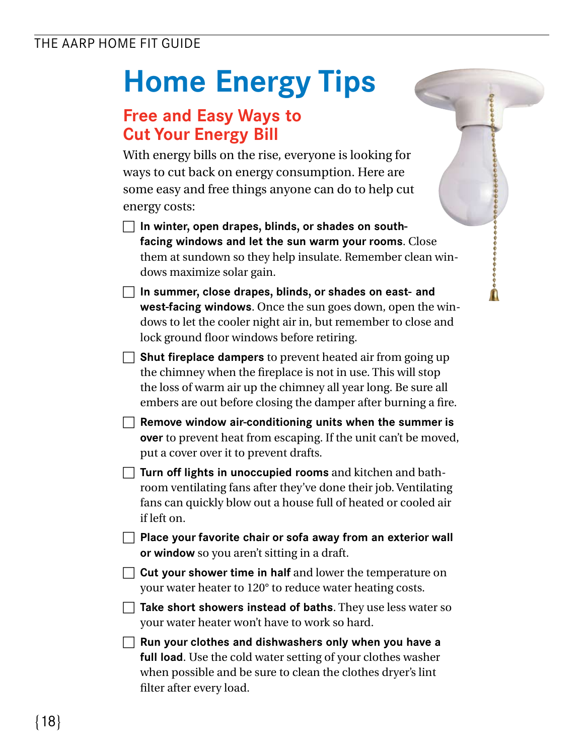# Home Energy Tips

## Free and Easy Ways to Cut Your Energy Bill

With energy bills on the rise, everyone is looking for ways to cut back on energy consumption. Here are some easy and free things anyone can do to help cut energy costs:

- [ ] **In winter, open drapes, blinds, or shades on south-facing windows and let the sun warm your rooms**. Close them at sundown so they help insulate. Remember clean windows maximize solar gain.
- [ ] **In summer, close drapes, blinds, or shades on east- and west-facing windows**. Once the sun goes down, open the windows to let the cooler night air in, but remember to close and lock ground floor windows before retiring.
- [ ] **Shut fireplace dampers** to prevent heated air from going up the chimney when the fireplace is not in use. This will stop the loss of warm air up the chimney all year long. Be sure all embers are out before closing the damper after burning a fire.
- [ ] **Remove window air-conditioning units when the summer is over** to prevent heat from escaping. If the unit can't be moved, put a cover over it to prevent drafts.
- [ ] **Turn off lights in unoccupied rooms** and kitchen and bathroom ventilating fans after they've done their job. Ventilating fans can quickly blow out a house full of heated or cooled air if left on.
- [ ] **Place your favorite chair or sofa away from an exterior wall or window** so you aren't sitting in a draft.
- [ ] **Cut your shower time in half** and lower the temperature on your water heater to 120° to reduce water heating costs.
- [ ] **Take short showers instead of baths**. They use less water so your water heater won't have to work so hard.
- [ ] **Run your clothes and dishwashers only when you have a full load**. Use the cold water setting of your clothes washer when possible and be sure to clean the clothes dryer's lint filter after every load.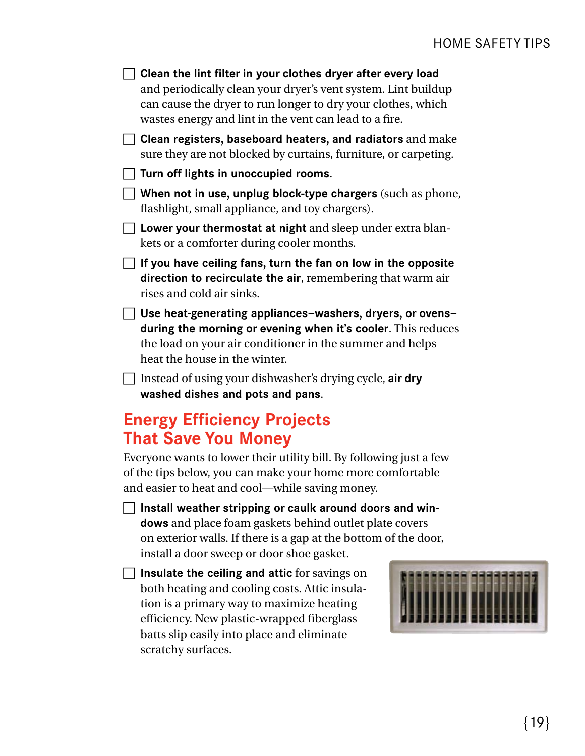- [ ] **Clean the lint filter in your clothes dryer after every load** and periodically clean your dryer's vent system. Lint buildup can cause the dryer to run longer to dry your clothes, which wastes energy and lint in the vent can lead to a fire.
- [ ] **Clean registers, baseboard heaters, and radiators** and make sure they are not blocked by curtains, furniture, or carpeting.
- [ ] **Turn off lights in unoccupied rooms**.
- [ ] **When not in use, unplug block-type chargers** (such as phone, flashlight, small appliance, and toy chargers).
- [ ] **Lower your thermostat at night** and sleep under extra blankets or a comforter during cooler months.
- [ ] **If you have ceiling fans, turn the fan on low in the opposite direction to recirculate the air**, remembering that warm air rises and cold air sinks.
- [ ] **Use heat-generating appliances–washers, dryers, or ovens–during the morning or evening when it's cooler**. This reduces the load on your air conditioner in the summer and helps heat the house in the winter.
- [ ] Instead of using your dishwasher's drying cycle, **air dry washed dishes and pots and pans**.

## Energy Efficiency Projects That Save You Money

Everyone wants to lower their utility bill. By following just a few of the tips below, you can make your home more comfortable and easier to heat and cool—while saving money.

- [ ] **Install weather stripping or caulk around doors and windows** and place foam gaskets behind outlet plate covers on exterior walls. If there is a gap at the bottom of the door, install a door sweep or door shoe gasket.
- [ ] **Insulate the ceiling and attic** for savings on both heating and cooling costs. Attic insulation is a primary way to maximize heating efficiency. New plastic-wrapped fiberglass batts slip easily into place and eliminate scratchy surfaces.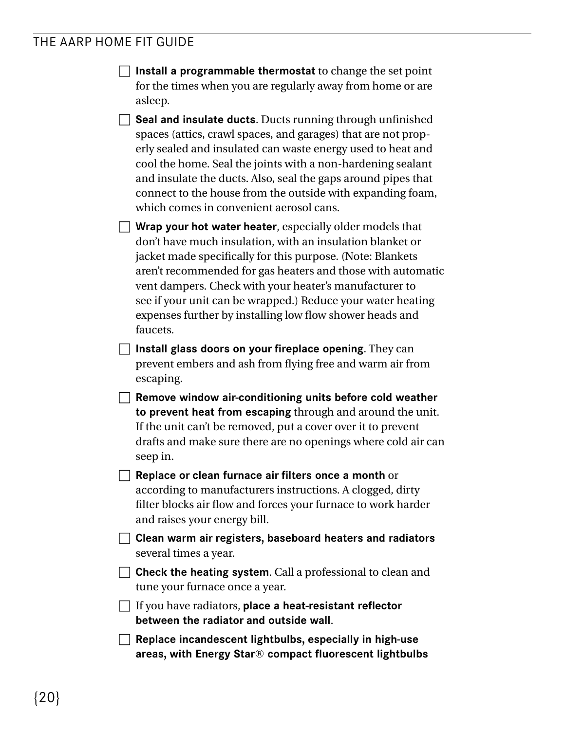- [ ] **Install a programmable thermostat** to change the set point for the times when you are regularly away from home or are asleep.
- [ ] **Seal and insulate ducts**. Ducts running through unfinished spaces (attics, crawl spaces, and garages) that are not properly sealed and insulated can waste energy used to heat and cool the home. Seal the joints with a non-hardening sealant and insulate the ducts. Also, seal the gaps around pipes that connect to the house from the outside with expanding foam, which comes in convenient aerosol cans.
- [ ] **Wrap your hot water heater**, especially older models that don't have much insulation, with an insulation blanket or jacket made specifically for this purpose. (Note: Blankets aren't recommended for gas heaters and those with automatic vent dampers. Check with your heater's manufacturer to see if your unit can be wrapped.) Reduce your water heating expenses further by installing low flow shower heads and faucets.
- [ ] **Install glass doors on your fireplace opening**. They can prevent embers and ash from flying free and warm air from escaping.
- [ ] **Remove window air-conditioning units before cold weather to prevent heat from escaping** through and around the unit. If the unit can't be removed, put a cover over it to prevent drafts and make sure there are no openings where cold air can seep in.
- [ ] **Replace or clean furnace air filters once a month** or according to manufacturers instructions. A clogged, dirty filter blocks air flow and forces your furnace to work harder and raises your energy bill.
- [ ] **Clean warm air registers, baseboard heaters and radiators** several times a year.
- [ ] **Check the heating system**. Call a professional to clean and tune your furnace once a year.
- [ ] If you have radiators, **place a heat-resistant reflector between the radiator and outside wall**.
- [ ] **Replace incandescent lightbulbs, especially in high-use areas, with Energy Star® compact fluorescent lightbulbs**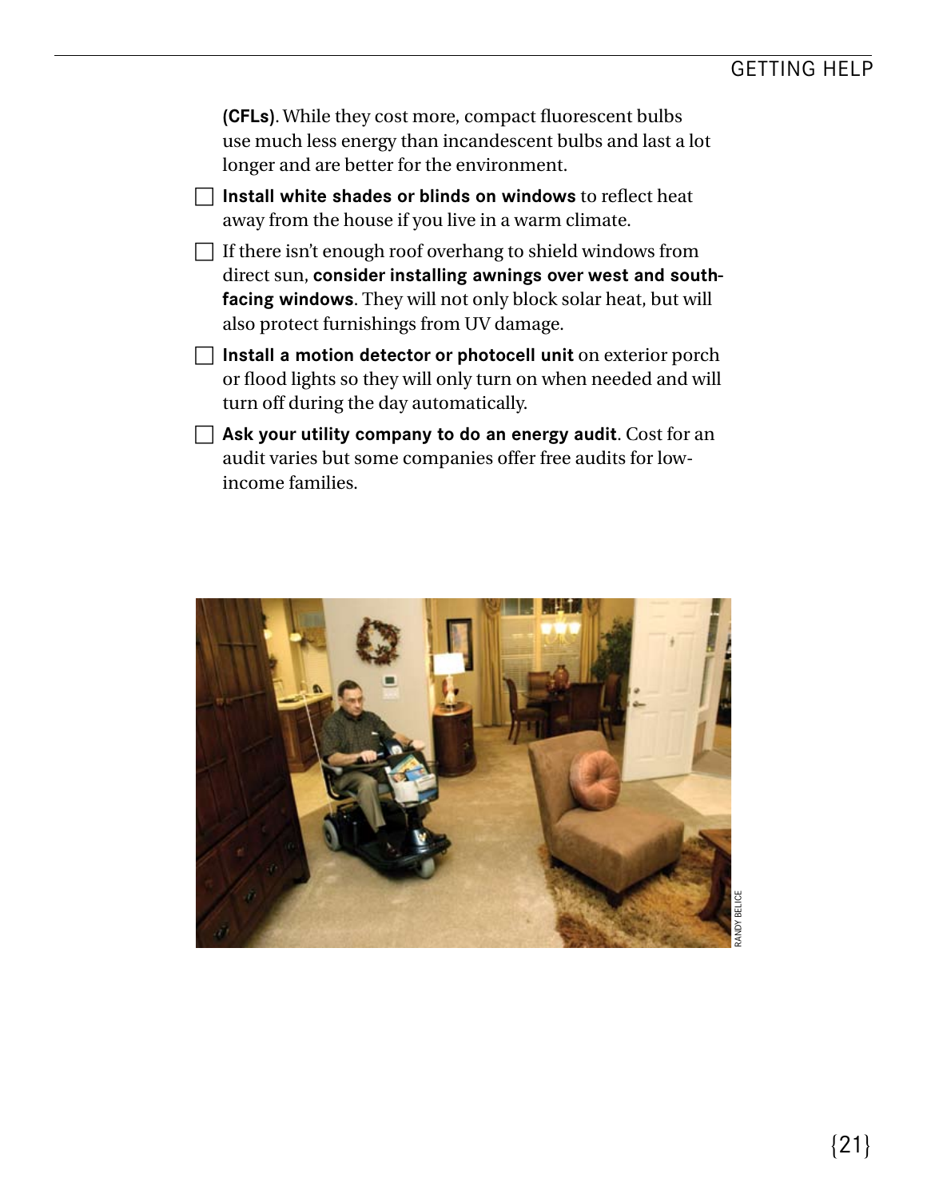**(CFLs)**. While they cost more, compact fluorescent bulbs use much less energy than incandescent bulbs and last a lot longer and are better for the environment.

- [ ] **Install white shades or blinds on windows** to reflect heat away from the house if you live in a warm climate.
- [ ] If there isn't enough roof overhang to shield windows from direct sun, **consider installing awnings over west and south-facing windows**. They will not only block solar heat, but will also protect furnishings from UV damage.
- [ ] **Install a motion detector or photocell unit** on exterior porch or flood lights so they will only turn on when needed and will turn off during the day automatically.
- [ ] **Ask your utility company to do an energy audit**. Cost for an audit varies but some companies offer free audits for low-income families.

RANDY BELICE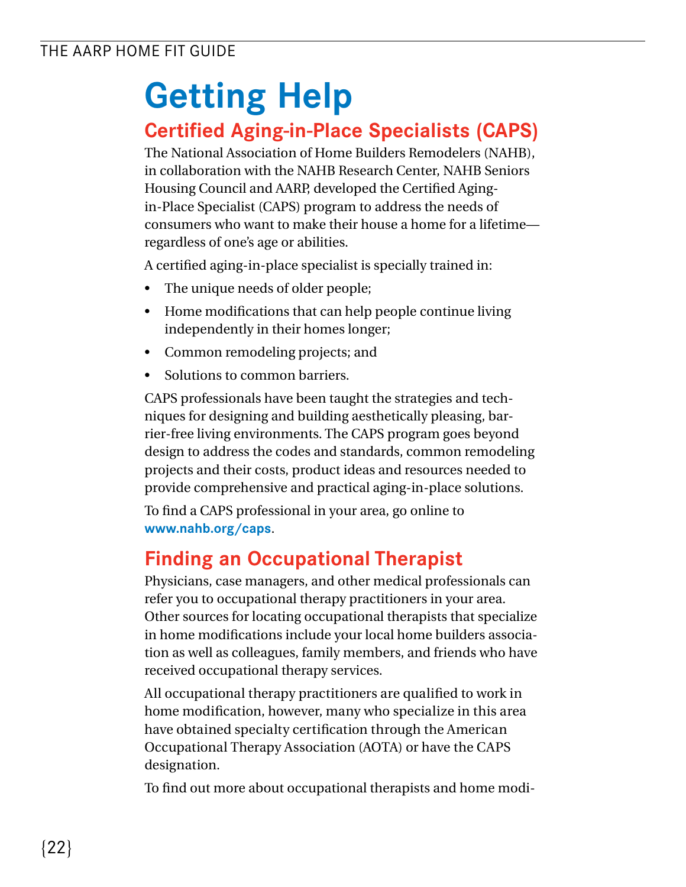# Getting Help

## Certified Aging-in-Place Specialists (CAPS)

The National Association of Home Builders Remodelers (NAHB), in collaboration with the NAHB Research Center, NAHB Seniors Housing Council and AARP, developed the Certified Aging-in-Place Specialist (CAPS) program to address the needs of consumers who want to make their house a home for a lifetime—regardless of one's age or abilities.

A certified aging-in-place specialist is specially trained in:

- The unique needs of older people;
- Home modifications that can help people continue living independently in their homes longer;
- Common remodeling projects; and
- Solutions to common barriers.

CAPS professionals have been taught the strategies and techniques for designing and building aesthetically pleasing, barrier-free living environments. The CAPS program goes beyond design to address the codes and standards, common remodeling projects and their costs, product ideas and resources needed to provide comprehensive and practical aging-in-place solutions.

To find a CAPS professional in your area, go online to **www.nahb.org/caps**.

## Finding an Occupational Therapist

Physicians, case managers, and other medical professionals can refer you to occupational therapy practitioners in your area. Other sources for locating occupational therapists that specialize in home modifications include your local home builders association as well as colleagues, family members, and friends who have received occupational therapy services.

All occupational therapy practitioners are qualified to work in home modification, however, many who specialize in this area have obtained specialty certification through the American Occupational Therapy Association (AOTA) or have the CAPS designation.

To find out more about occupational therapists and home modi-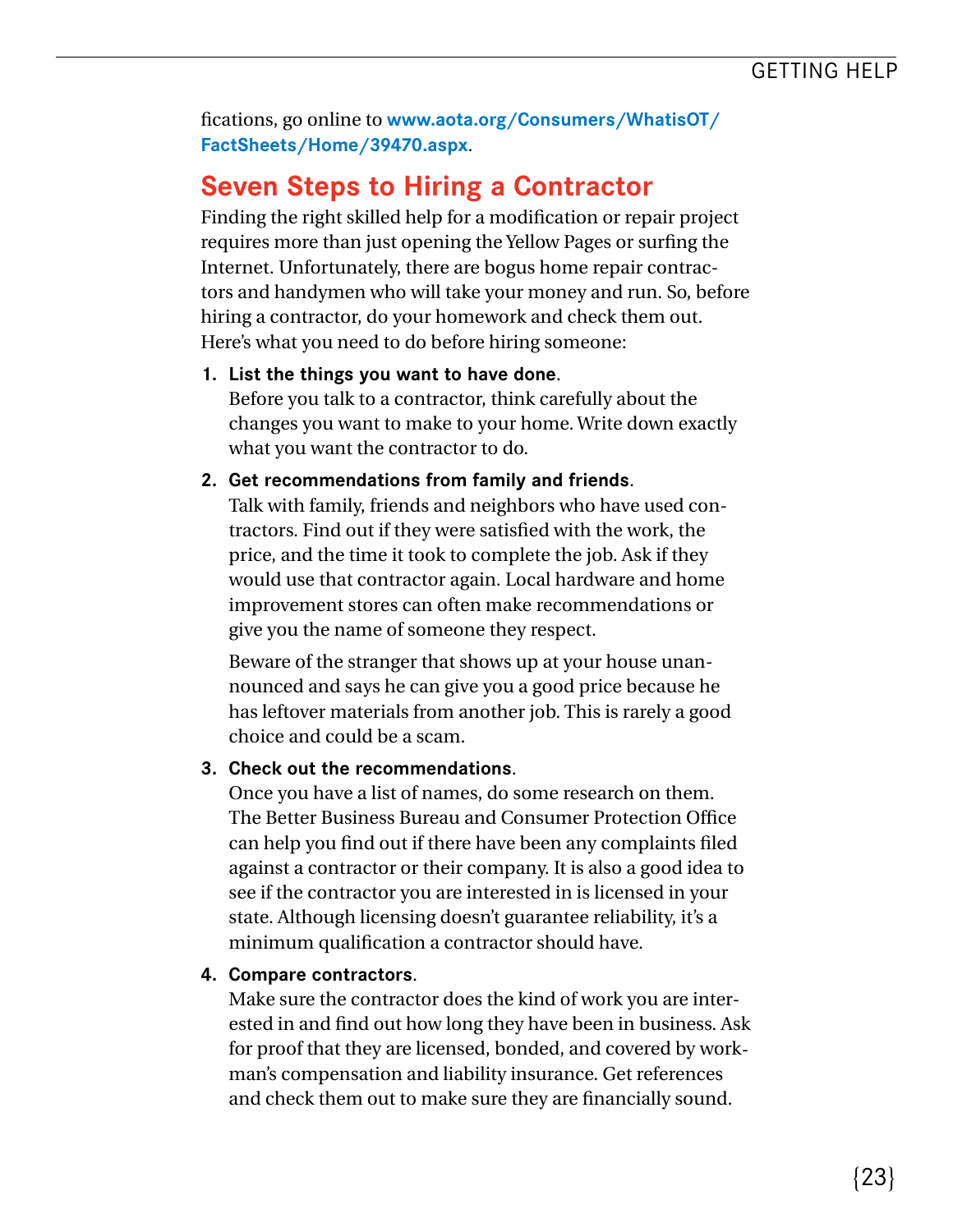fications, go online to **www.aota.org/Consumers/WhatisOT/FactSheets/Home/39470.aspx**.

## Seven Steps to Hiring a Contractor

Finding the right skilled help for a modification or repair project requires more than just opening the Yellow Pages or surfing the Internet. Unfortunately, there are bogus home repair contractors and handymen who will take your money and run. So, before hiring a contractor, do your homework and check them out. Here's what you need to do before hiring someone:

1. **List the things you want to have done**.
   Before you talk to a contractor, think carefully about the changes you want to make to your home. Write down exactly what you want the contractor to do.

2. **Get recommendations from family and friends**.
   Talk with family, friends and neighbors who have used contractors. Find out if they were satisfied with the work, the price, and the time it took to complete the job. Ask if they would use that contractor again. Local hardware and home improvement stores can often make recommendations or give you the name of someone they respect.

   Beware of the stranger that shows up at your house unannounced and says he can give you a good price because he has leftover materials from another job. This is rarely a good choice and could be a scam.

3. **Check out the recommendations**.
   Once you have a list of names, do some research on them. The Better Business Bureau and Consumer Protection Office can help you find out if there have been any complaints filed against a contractor or their company. It is also a good idea to see if the contractor you are interested in is licensed in your state. Although licensing doesn't guarantee reliability, it's a minimum qualification a contractor should have.

4. **Compare contractors**.
   Make sure the contractor does the kind of work you are interested in and find out how long they have been in business. Ask for proof that they are licensed, bonded, and covered by workman's compensation and liability insurance. Get references and check them out to make sure they are financially sound.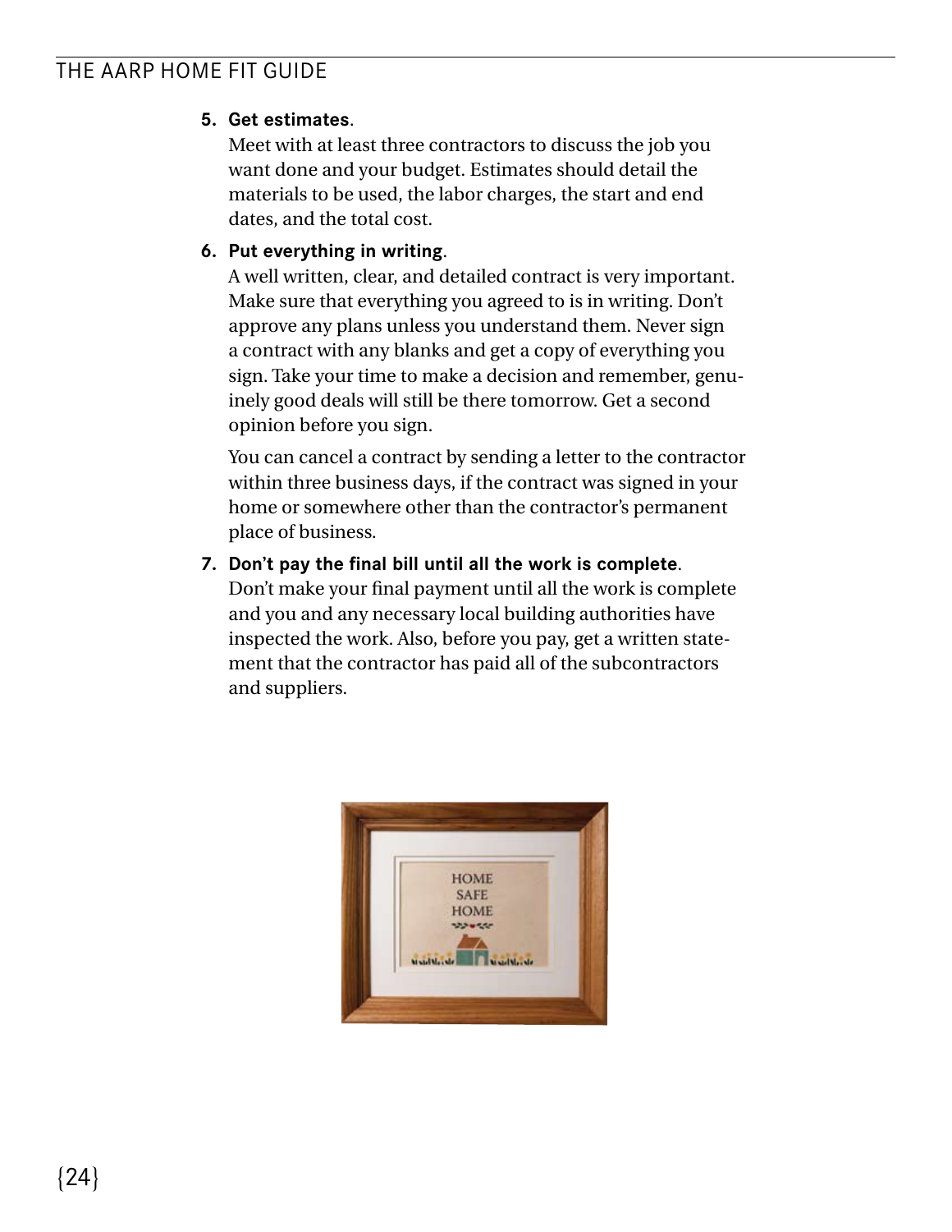5. **Get estimates**.
   Meet with at least three contractors to discuss the job you want done and your budget. Estimates should detail the materials to be used, the labor charges, the start and end dates, and the total cost.

6. **Put everything in writing**.
   A well written, clear, and detailed contract is very important. Make sure that everything you agreed to is in writing. Don't approve any plans unless you understand them. Never sign a contract with any blanks and get a copy of everything you sign. Take your time to make a decision and remember, genuinely good deals will still be there tomorrow. Get a second opinion before you sign.

   You can cancel a contract by sending a letter to the contractor within three business days, if the contract was signed in your home or somewhere other than the contractor's permanent place of business.

7. **Don't pay the final bill until all the work is complete**.
   Don't make your final payment until all the work is complete and you and any necessary local building authorities have inspected the work. Also, before you pay, get a written statement that the contractor has paid all of the subcontractors and suppliers.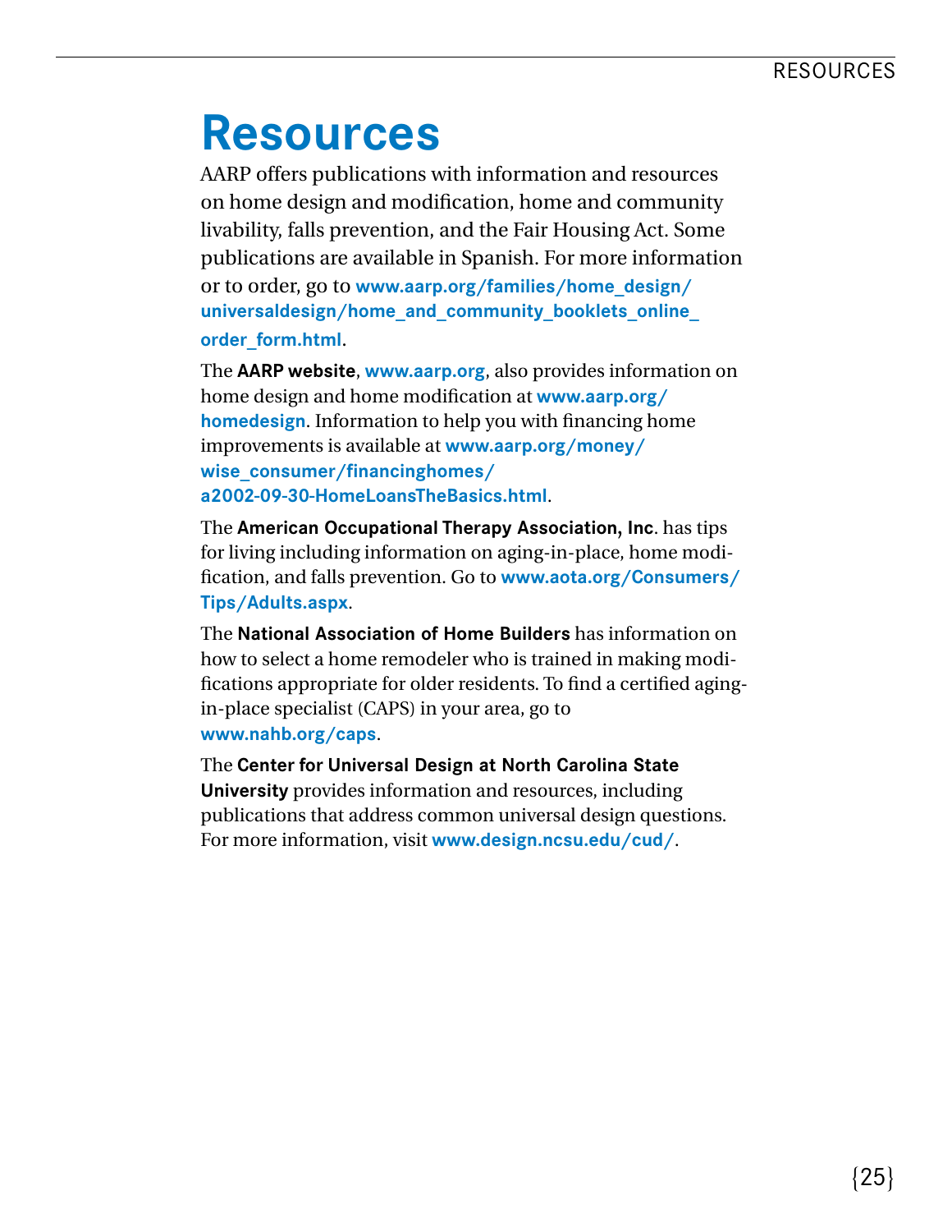# Resources

AARP offers publications with information and resources on home design and modification, home and community livability, falls prevention, and the Fair Housing Act. Some publications are available in Spanish. For more information or to order, go to **www.aarp.org/families/home_design/universaldesign/home_and_community_booklets_online_order_form.html**.

The **AARP website**, **www.aarp.org**, also provides information on home design and home modification at **www.aarp.org/homedesign**. Information to help you with financing home improvements is available at **www.aarp.org/money/wise_consumer/financinghomes/a2002-09-30-HomeLoansTheBasics.html**.

The **American Occupational Therapy Association, Inc**. has tips for living including information on aging-in-place, home modification, and falls prevention. Go to **www.aota.org/Consumers/Tips/Adults.aspx**.

The **National Association of Home Builders** has information on how to select a home remodeler who is trained in making modifications appropriate for older residents. To find a certified aging-in-place specialist (CAPS) in your area, go to **www.nahb.org/caps**.

The **Center for Universal Design at North Carolina State University** provides information and resources, including publications that address common universal design questions. For more information, visit **www.design.ncsu.edu/cud/**.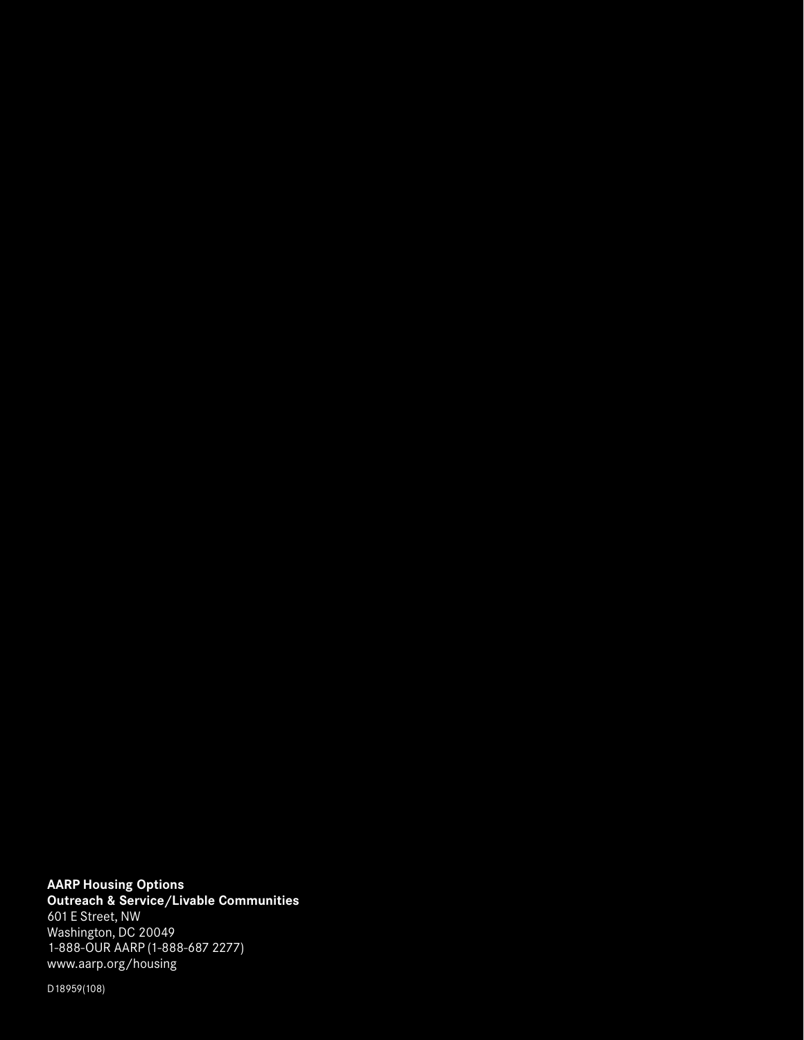**AARP Housing Options**
**Outreach & Service/Livable Communities**
601 E Street, NW
Washington, DC 20049
1-888-OUR AARP (1-888-687 2277)
www.aarp.org/housing

D18959(108)